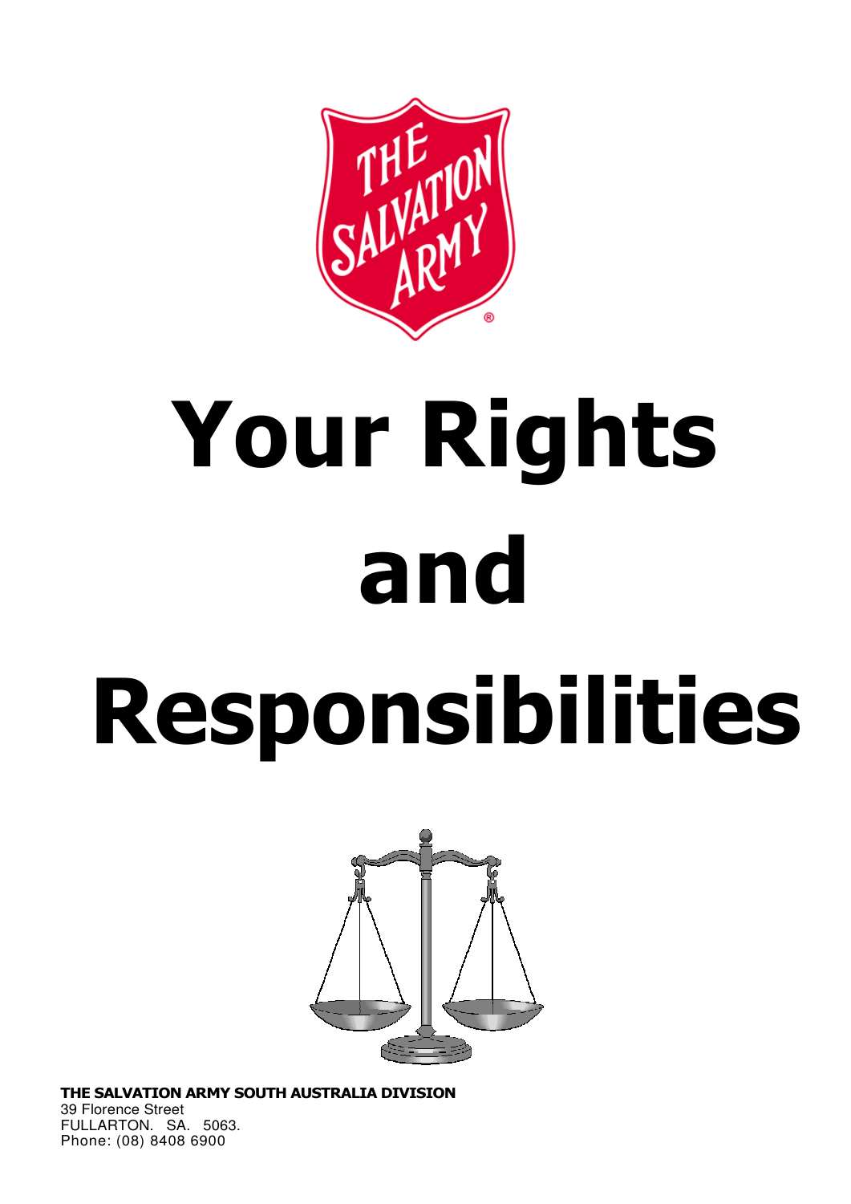# Your Rights and Responsibilities

**THE SALVATION ARMY SOUTH AUSTRALIA DIVISION**
39 Florence Street
FULLARTON. SA. 5063.
Phone: (08) 8408 6900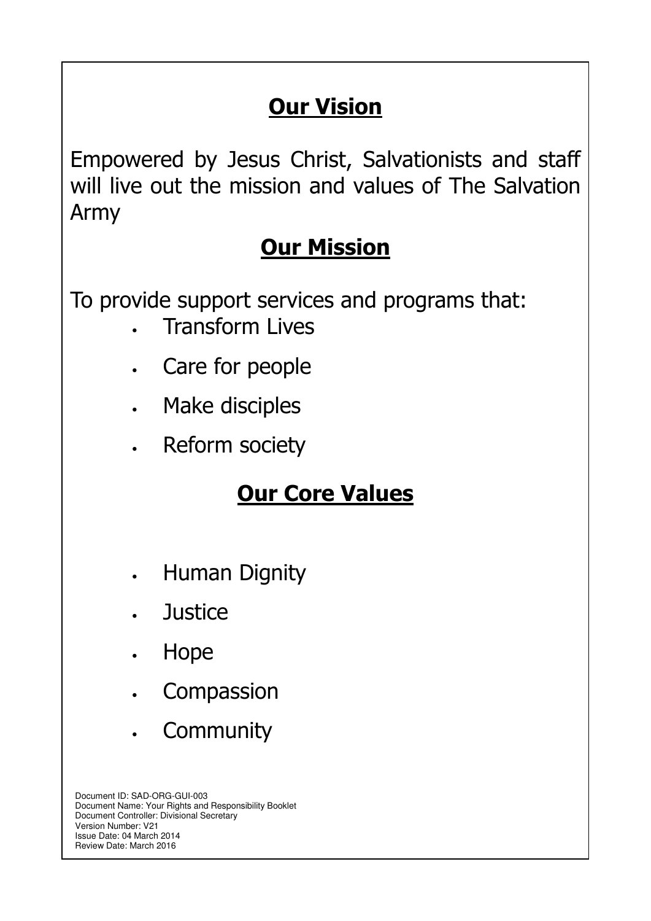## Our Vision

Empowered by Jesus Christ, Salvationists and staff will live out the mission and values of The Salvation Army

## Our Mission

To provide support services and programs that:

- Transform Lives
- Care for people
- Make disciples
- Reform society

## Our Core Values

- Human Dignity
- Justice
- Hope
- Compassion
- Community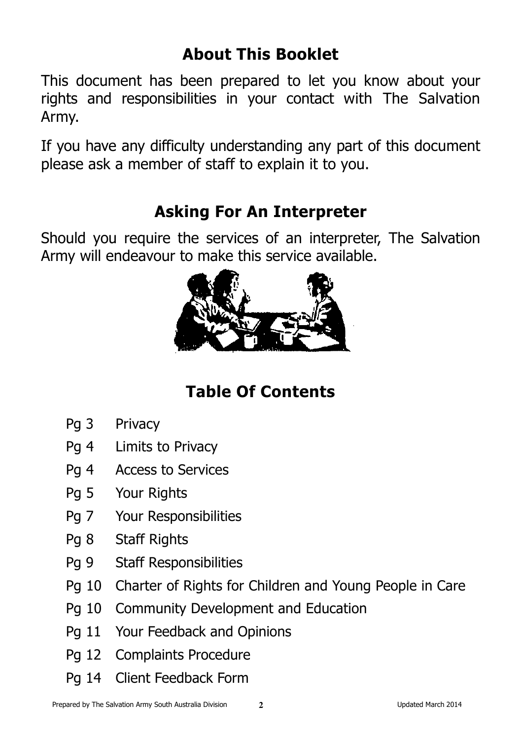## About This Booklet

This document has been prepared to let you know about your rights and responsibilities in your contact with The Salvation Army.

If you have any difficulty understanding any part of this document please ask a member of staff to explain it to you.

## Asking For An Interpreter

Should you require the services of an interpreter, The Salvation Army will endeavour to make this service available.

## Table Of Contents

| | |
|---|---|
| Pg 3 | Privacy |
| Pg 4 | Limits to Privacy |
| Pg 4 | Access to Services |
| Pg 5 | Your Rights |
| Pg 7 | Your Responsibilities |
| Pg 8 | Staff Rights |
| Pg 9 | Staff Responsibilities |
| Pg 10 | Charter of Rights for Children and Young People in Care |
| Pg 10 | Community Development and Education |
| Pg 11 | Your Feedback and Opinions |
| Pg 12 | Complaints Procedure |
| Pg 14 | Client Feedback Form |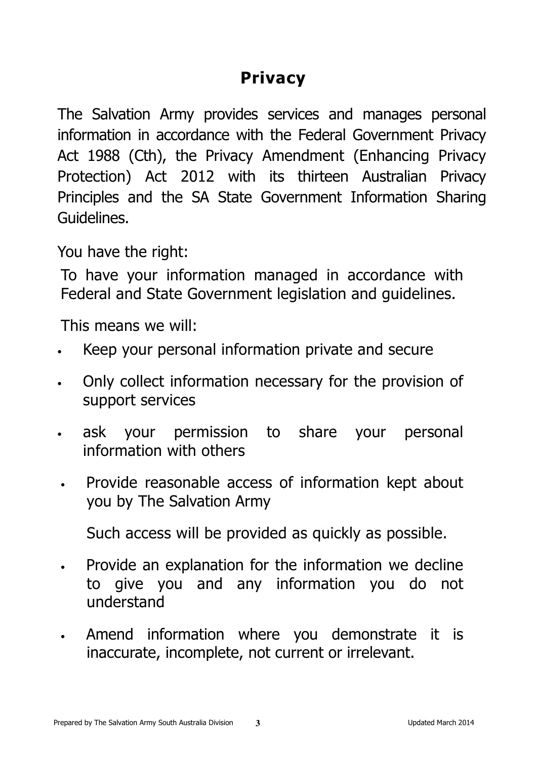# Privacy

The Salvation Army provides services and manages personal information in accordance with the Federal Government Privacy Act 1988 (Cth), the Privacy Amendment (Enhancing Privacy Protection) Act 2012 with its thirteen Australian Privacy Principles and the SA State Government Information Sharing Guidelines.

You have the right:

To have your information managed in accordance with Federal and State Government legislation and guidelines.

This means we will:

- Keep your personal information private and secure
- Only collect information necessary for the provision of support services
- ask your permission to share your personal information with others
- Provide reasonable access of information kept about you by The Salvation Army

  Such access will be provided as quickly as possible.
- Provide an explanation for the information we decline to give you and any information you do not understand
- Amend information where you demonstrate it is inaccurate, incomplete, not current or irrelevant.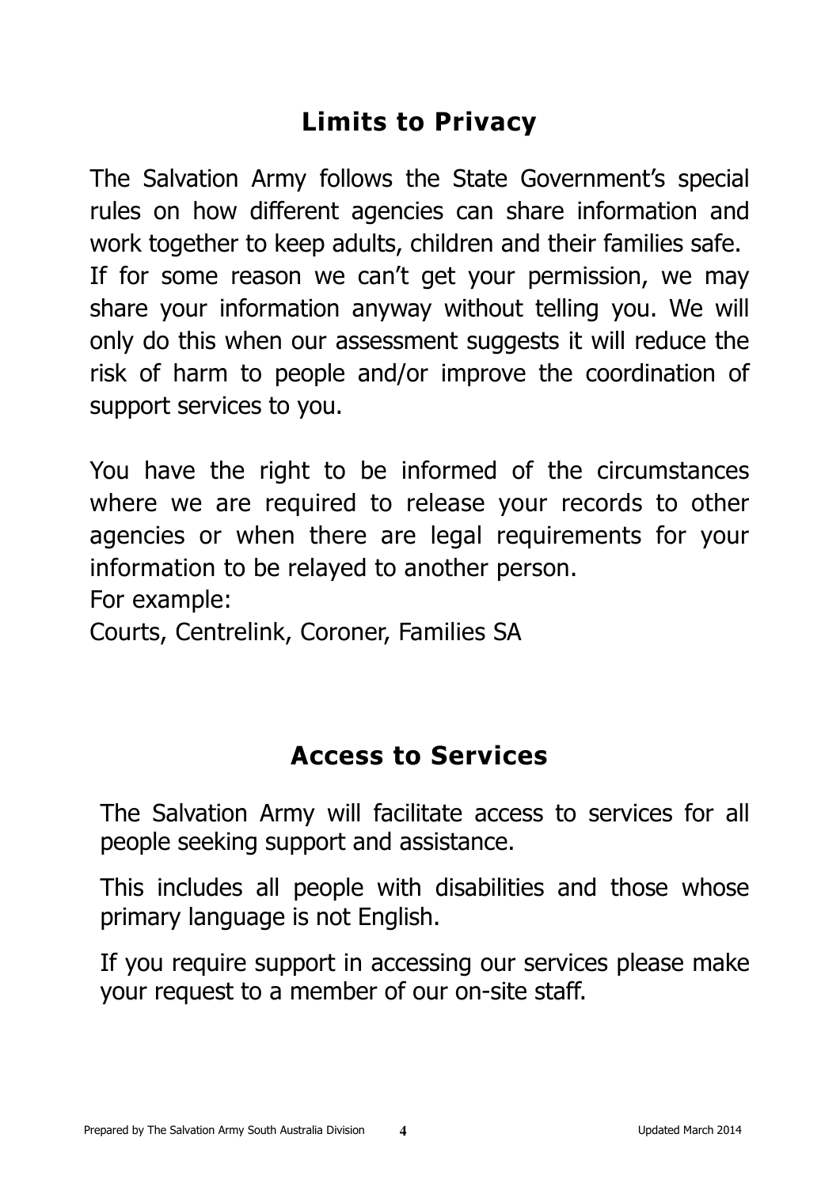## Limits to Privacy

The Salvation Army follows the State Government's special rules on how different agencies can share information and work together to keep adults, children and their families safe. If for some reason we can't get your permission, we may share your information anyway without telling you. We will only do this when our assessment suggests it will reduce the risk of harm to people and/or improve the coordination of support services to you.

You have the right to be informed of the circumstances where we are required to release your records to other agencies or when there are legal requirements for your information to be relayed to another person.
For example:
Courts, Centrelink, Coroner, Families SA

## Access to Services

The Salvation Army will facilitate access to services for all people seeking support and assistance.

This includes all people with disabilities and those whose primary language is not English.

If you require support in accessing our services please make your request to a member of our on-site staff.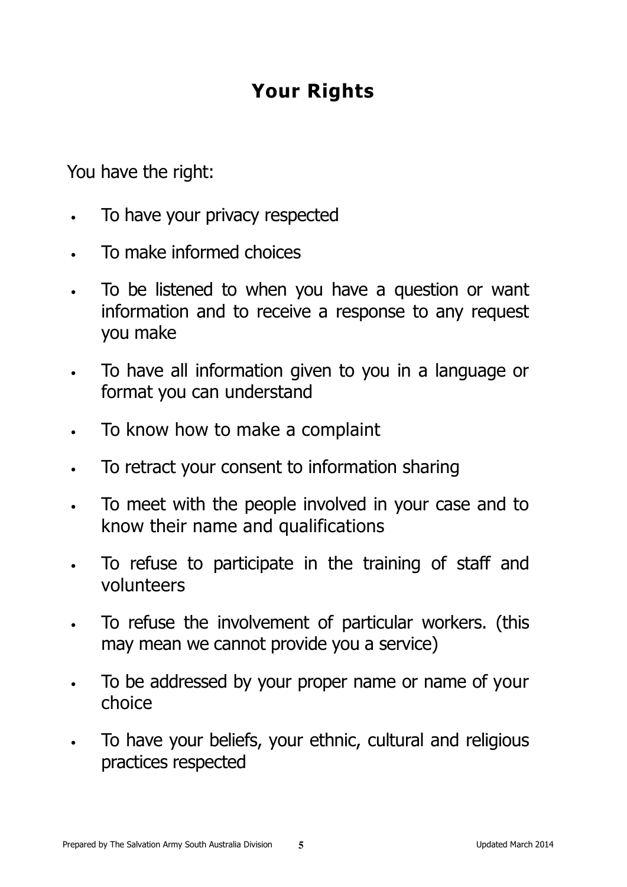# Your Rights

You have the right:

- To have your privacy respected
- To make informed choices
- To be listened to when you have a question or want information and to receive a response to any request you make
- To have all information given to you in a language or format you can understand
- To know how to make a complaint
- To retract your consent to information sharing
- To meet with the people involved in your case and to know their name and qualifications
- To refuse to participate in the training of staff and volunteers
- To refuse the involvement of particular workers. (this may mean we cannot provide you a service)
- To be addressed by your proper name or name of your choice
- To have your beliefs, your ethnic, cultural and religious practices respected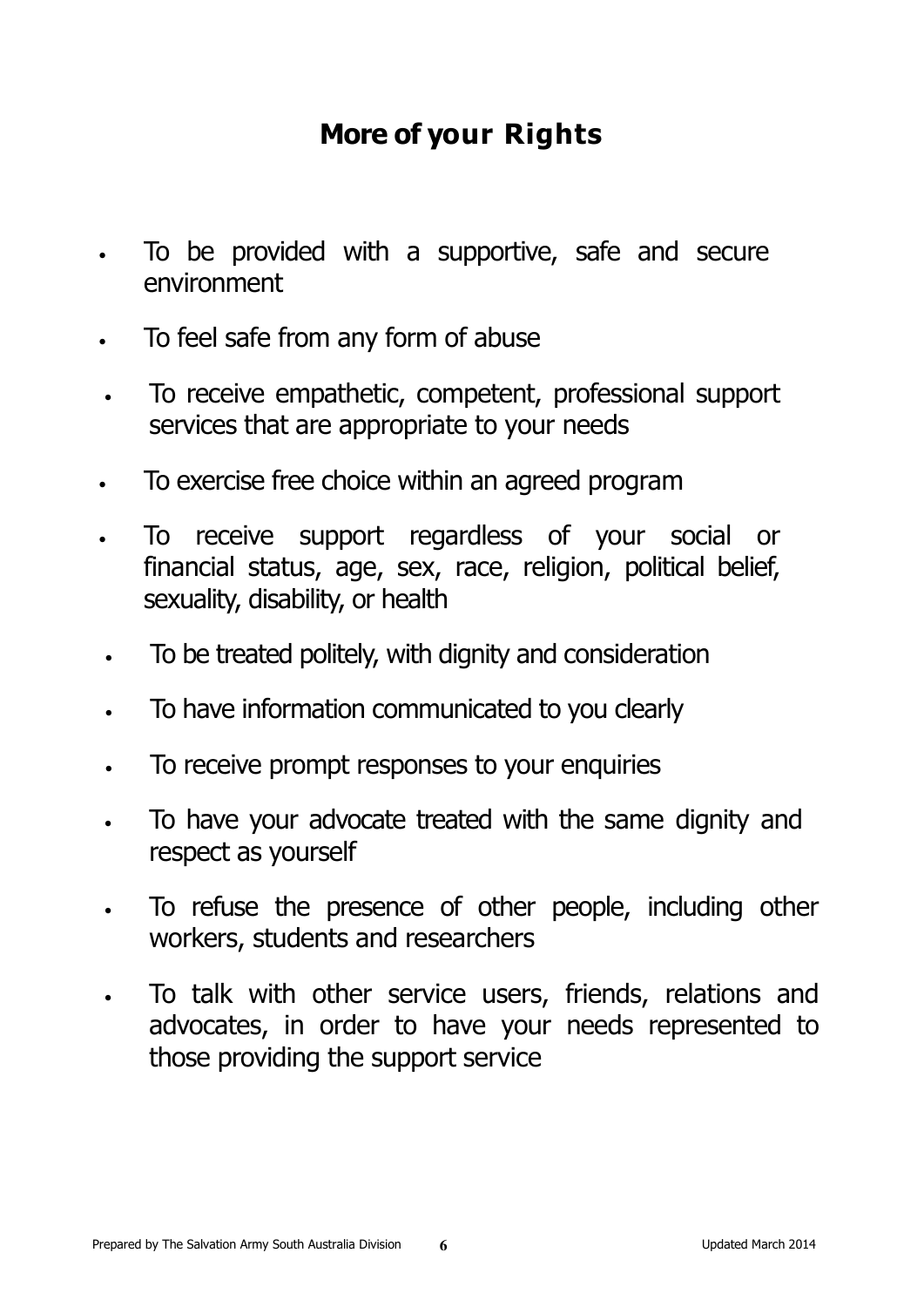## More of your Rights

- To be provided with a supportive, safe and secure environment
- To feel safe from any form of abuse
- To receive empathetic, competent, professional support services that are appropriate to your needs
- To exercise free choice within an agreed program
- To receive support regardless of your social or financial status, age, sex, race, religion, political belief, sexuality, disability, or health
- To be treated politely, with dignity and consideration
- To have information communicated to you clearly
- To receive prompt responses to your enquiries
- To have your advocate treated with the same dignity and respect as yourself
- To refuse the presence of other people, including other workers, students and researchers
- To talk with other service users, friends, relations and advocates, in order to have your needs represented to those providing the support service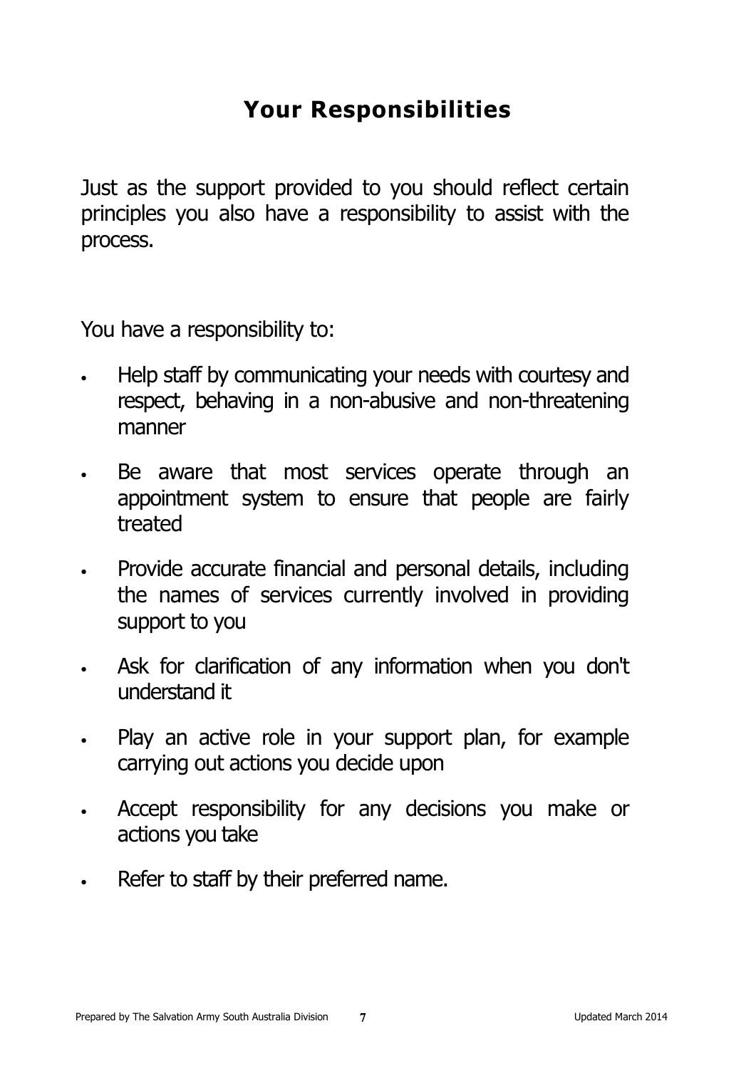# Your Responsibilities

Just as the support provided to you should reflect certain principles you also have a responsibility to assist with the process.

You have a responsibility to:

- Help staff by communicating your needs with courtesy and respect, behaving in a non-abusive and non-threatening manner
- Be aware that most services operate through an appointment system to ensure that people are fairly treated
- Provide accurate financial and personal details, including the names of services currently involved in providing support to you
- Ask for clarification of any information when you don't understand it
- Play an active role in your support plan, for example carrying out actions you decide upon
- Accept responsibility for any decisions you make or actions you take
- Refer to staff by their preferred name.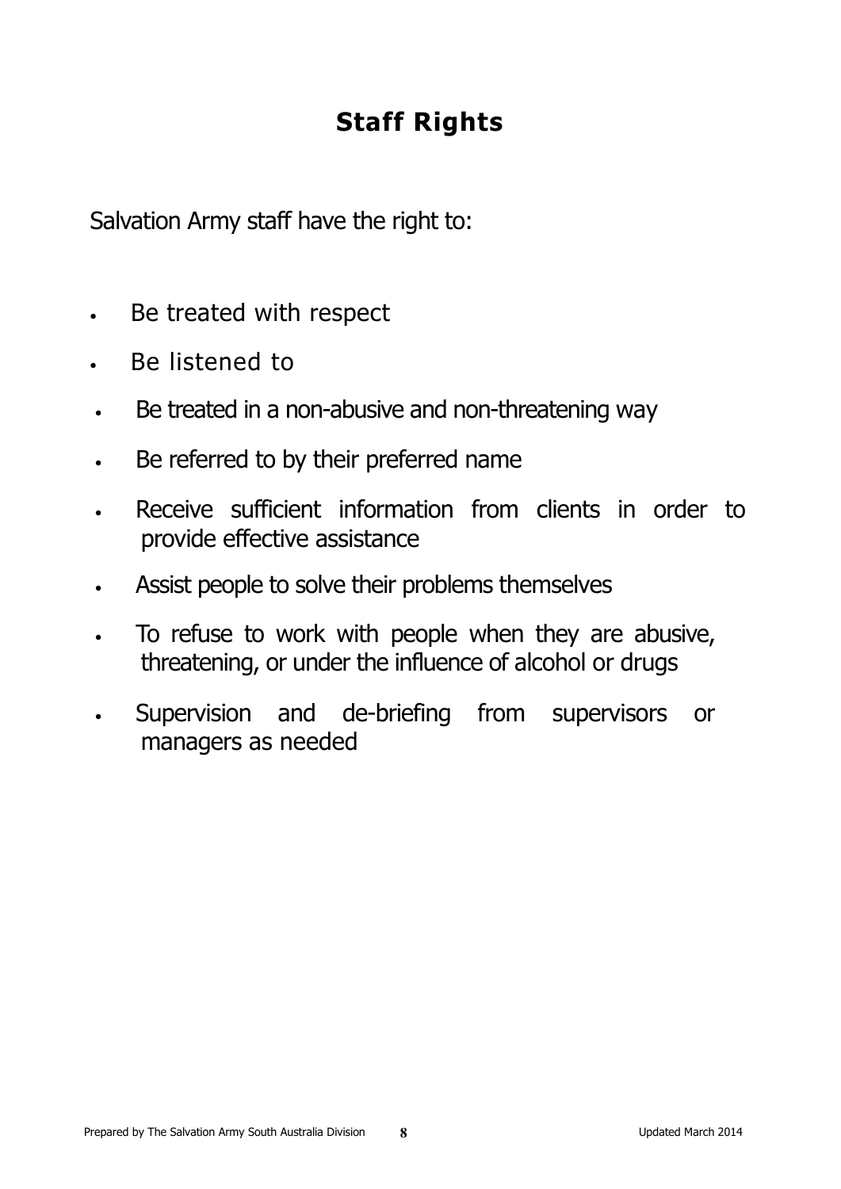# Staff Rights

Salvation Army staff have the right to:

- Be treated with respect
- Be listened to
- Be treated in a non-abusive and non-threatening way
- Be referred to by their preferred name
- Receive sufficient information from clients in order to provide effective assistance
- Assist people to solve their problems themselves
- To refuse to work with people when they are abusive, threatening, or under the influence of alcohol or drugs
- Supervision and de-briefing from supervisors or managers as needed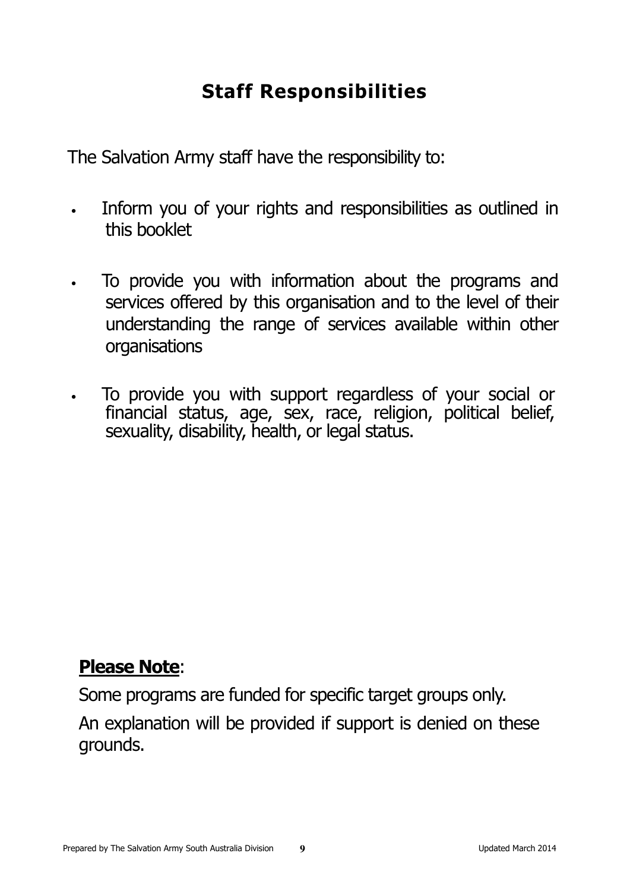## Staff Responsibilities

The Salvation Army staff have the responsibility to:

- Inform you of your rights and responsibilities as outlined in this booklet
- To provide you with information about the programs and services offered by this organisation and to the level of their understanding the range of services available within other organisations
- To provide you with support regardless of your social or financial status, age, sex, race, religion, political belief, sexuality, disability, health, or legal status.

**<u>Please Note</u>**:

Some programs are funded for specific target groups only.

An explanation will be provided if support is denied on these grounds.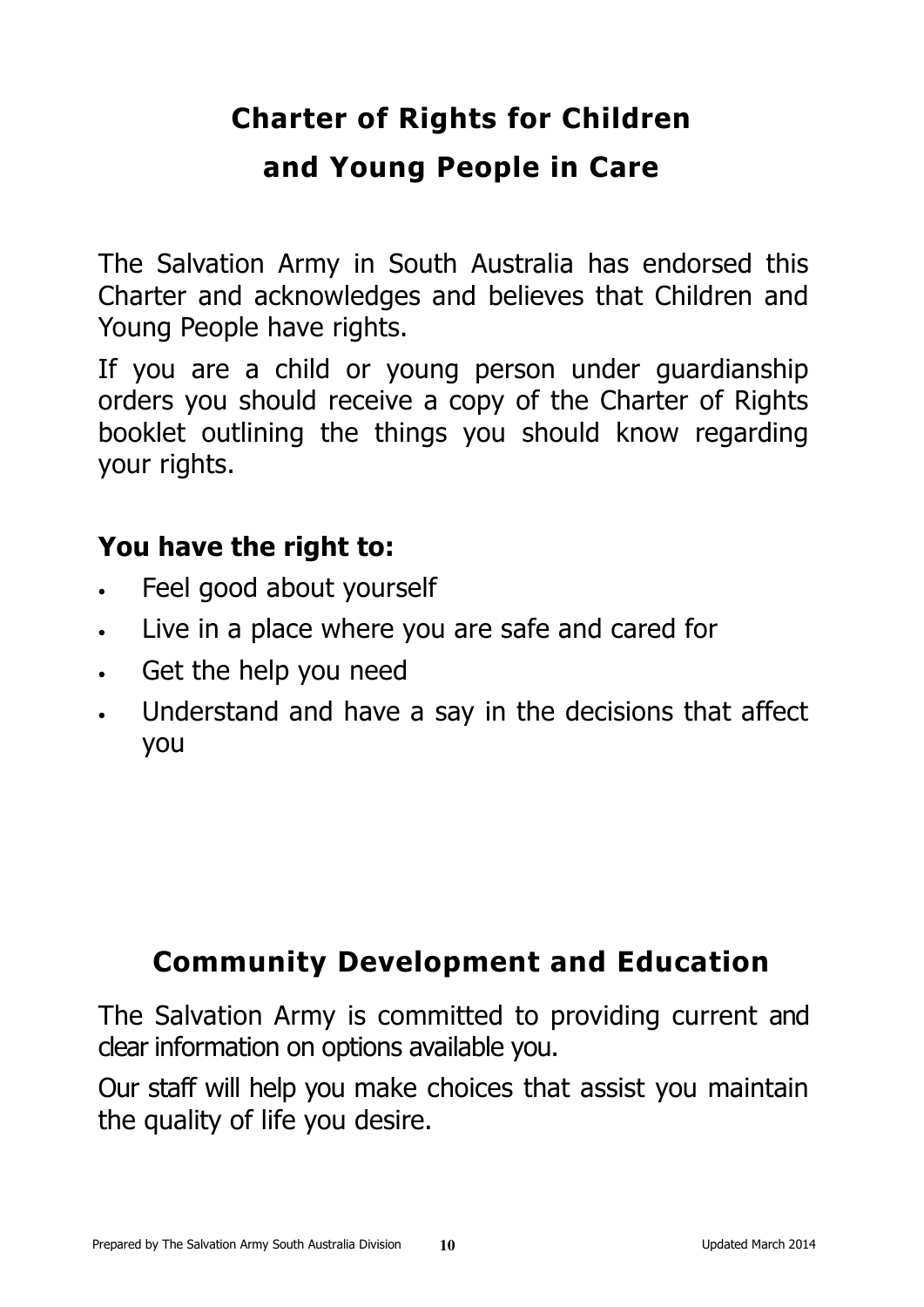# Charter of Rights for Children and Young People in Care

The Salvation Army in South Australia has endorsed this Charter and acknowledges and believes that Children and Young People have rights.

If you are a child or young person under guardianship orders you should receive a copy of the Charter of Rights booklet outlining the things you should know regarding your rights.

**You have the right to:**

- Feel good about yourself
- Live in a place where you are safe and cared for
- Get the help you need
- Understand and have a say in the decisions that affect you

# Community Development and Education

The Salvation Army is committed to providing current and clear information on options available you.

Our staff will help you make choices that assist you maintain the quality of life you desire.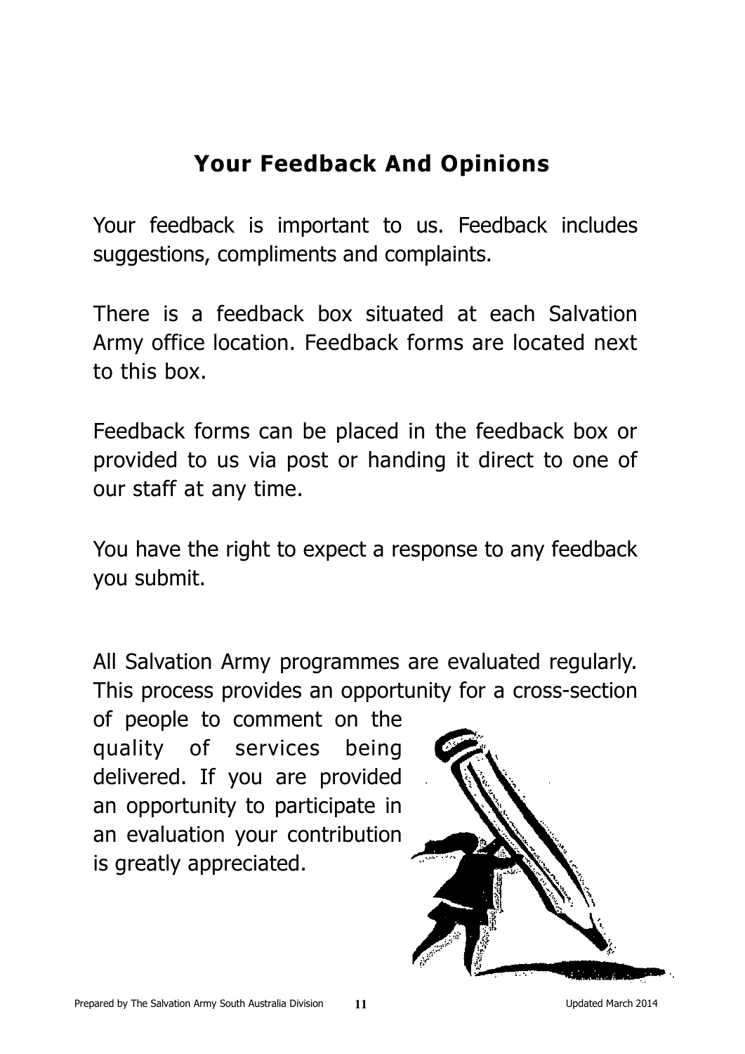# Your Feedback And Opinions

Your feedback is important to us. Feedback includes suggestions, compliments and complaints.

There is a feedback box situated at each Salvation Army office location. Feedback forms are located next to this box.

Feedback forms can be placed in the feedback box or provided to us via post or handing it direct to one of our staff at any time.

You have the right to expect a response to any feedback you submit.

All Salvation Army programmes are evaluated regularly. This process provides an opportunity for a cross-section of people to comment on the quality of services being delivered. If you are provided an opportunity to participate in an evaluation your contribution is greatly appreciated.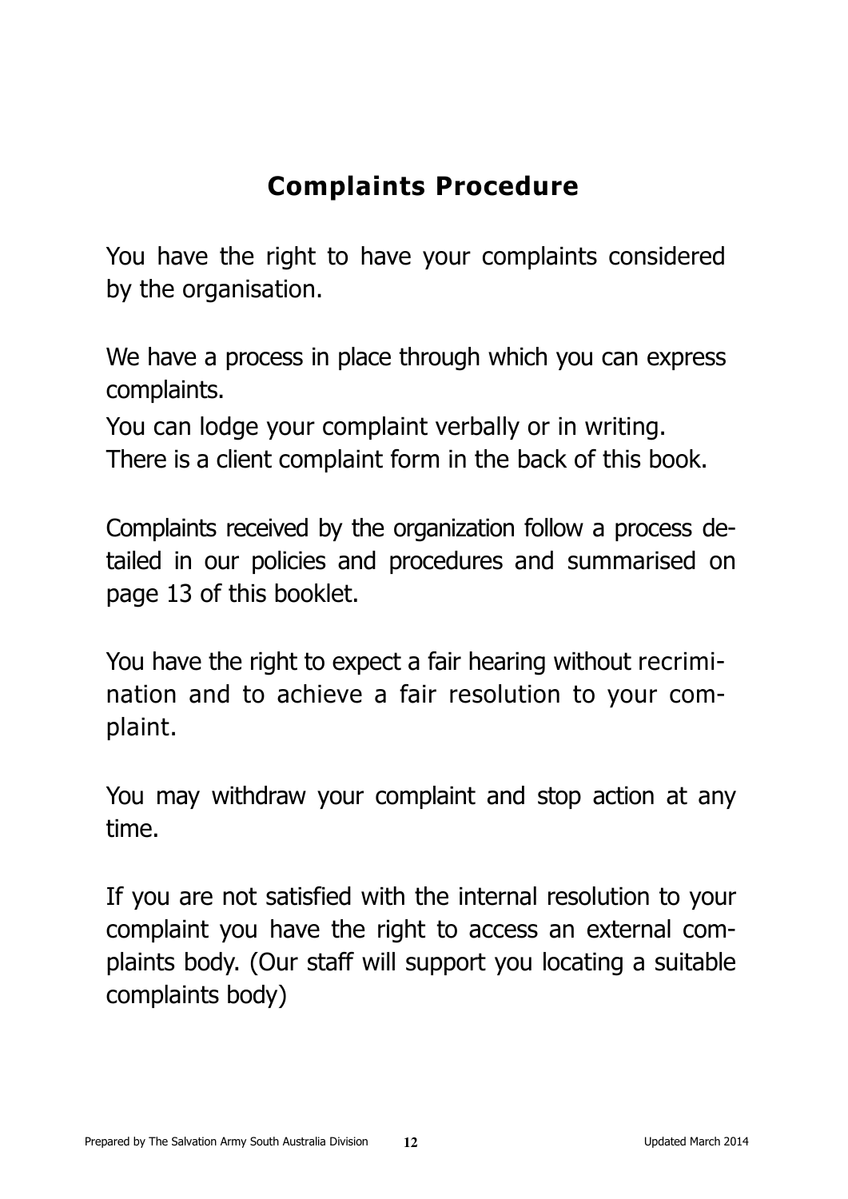## Complaints Procedure

You have the right to have your complaints considered by the organisation.

We have a process in place through which you can express complaints.

You can lodge your complaint verbally or in writing.
There is a client complaint form in the back of this book.

Complaints received by the organization follow a process detailed in our policies and procedures and summarised on page 13 of this booklet.

You have the right to expect a fair hearing without recrimination and to achieve a fair resolution to your complaint.

You may withdraw your complaint and stop action at any time.

If you are not satisfied with the internal resolution to your complaint you have the right to access an external complaints body. (Our staff will support you locating a suitable complaints body)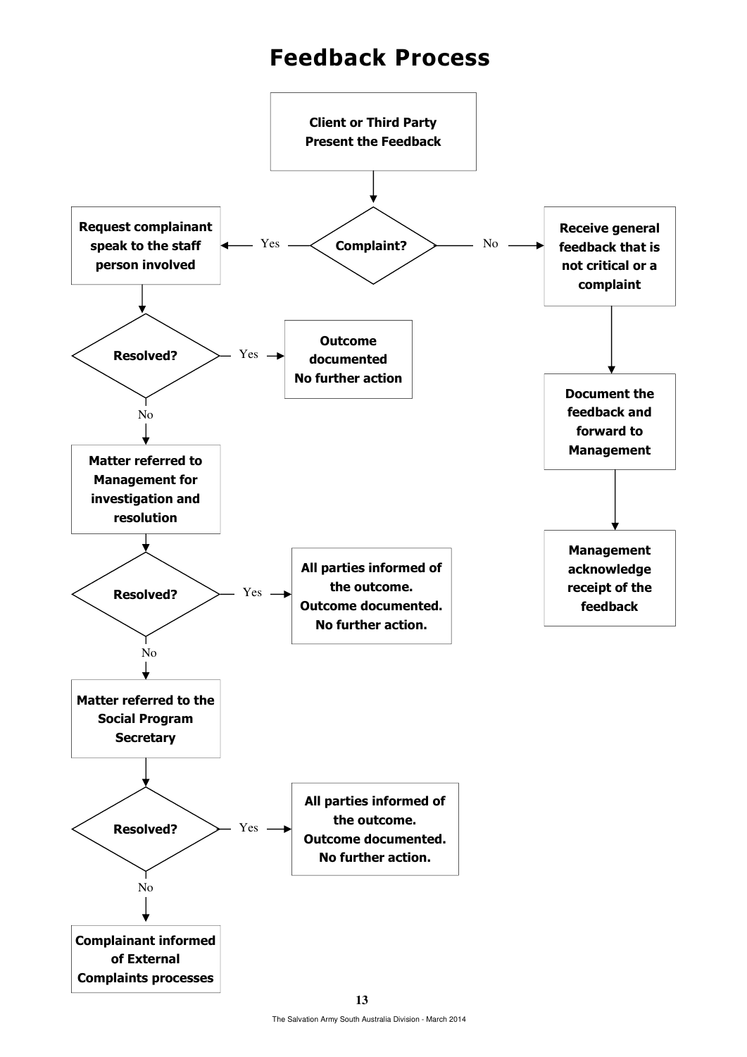# Feedback Process

**Client or Third Party Present the Feedback**

↓

**Complaint?**

- **Yes** → **Request complainant speak to the staff person involved**
  - ↓
  - **Resolved?**
    - **Yes** → **Outcome documented No further action**
    - **No** → **Matter referred to Management for investigation and resolution**
      - ↓
      - **Resolved?**
        - **Yes** → **All parties informed of the outcome. Outcome documented. No further action.**
        - **No** → **Matter referred to the Social Program Secretary**
          - ↓
          - **Resolved?**
            - **Yes** → **All parties informed of the outcome. Outcome documented. No further action.**
            - **No** → **Complainant informed of External Complaints processes**
- **No** → **Receive general feedback that is not critical or a complaint**
  - ↓
  - **Document the feedback and forward to Management**
  - ↓
  - **Management acknowledge receipt of the feedback**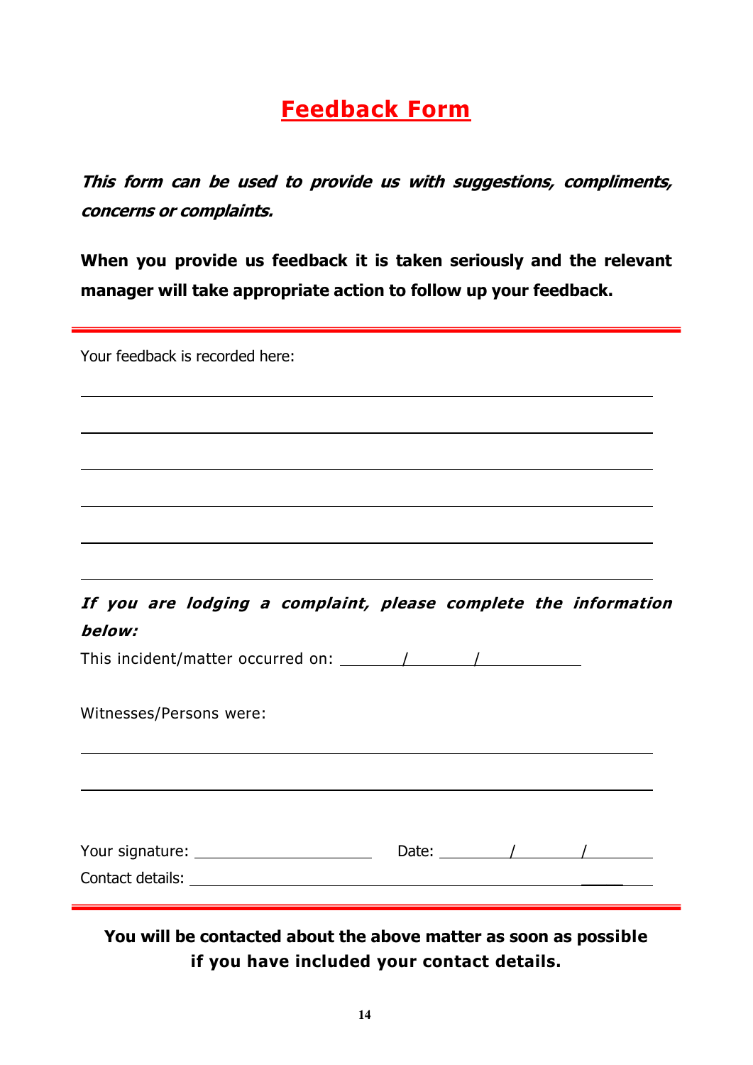# Feedback Form

***This form can be used to provide us with suggestions, compliments, concerns or complaints.***

**When you provide us feedback it is taken seriously and the relevant manager will take appropriate action to follow up your feedback.**

---

Your feedback is recorded here:

______________________________________________________________

______________________________________________________________

______________________________________________________________

______________________________________________________________

______________________________________________________________

______________________________________________________________

***If you are lodging a complaint, please complete the information below:***

This incident/matter occurred on: ________/________/____________

Witnesses/Persons were:

______________________________________________________________

______________________________________________________________

Your signature: ______________________ Date: ________/________/________

Contact details: ______________________________________________

---

**You will be contacted about the above matter as soon as possible if you have included your contact details.**